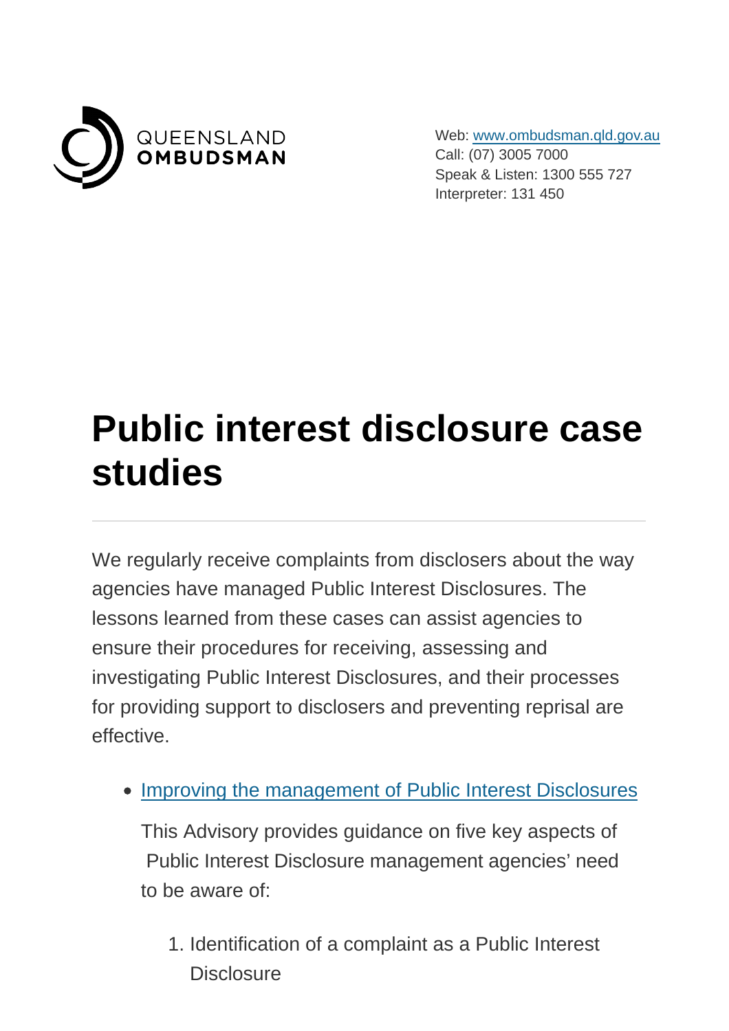QUEENSLAND
**OMBUDSMAN**

Web: [www.ombudsman.qld.gov.au](http://www.ombudsman.qld.gov.au)
Call: (07) 3005 7000
Speak & Listen: 1300 555 727
Interpreter: 131 450

# Public interest disclosure case studies

---

We regularly receive complaints from disclosers about the way agencies have managed Public Interest Disclosures. The lessons learned from these cases can assist agencies to ensure their procedures for receiving, assessing and investigating Public Interest Disclosures, and their processes for providing support to disclosers and preventing reprisal are effective.

- Improving the management of Public Interest Disclosures

  This Advisory provides guidance on five key aspects of Public Interest Disclosure management agencies' need to be aware of:

  1. Identification of a complaint as a Public Interest Disclosure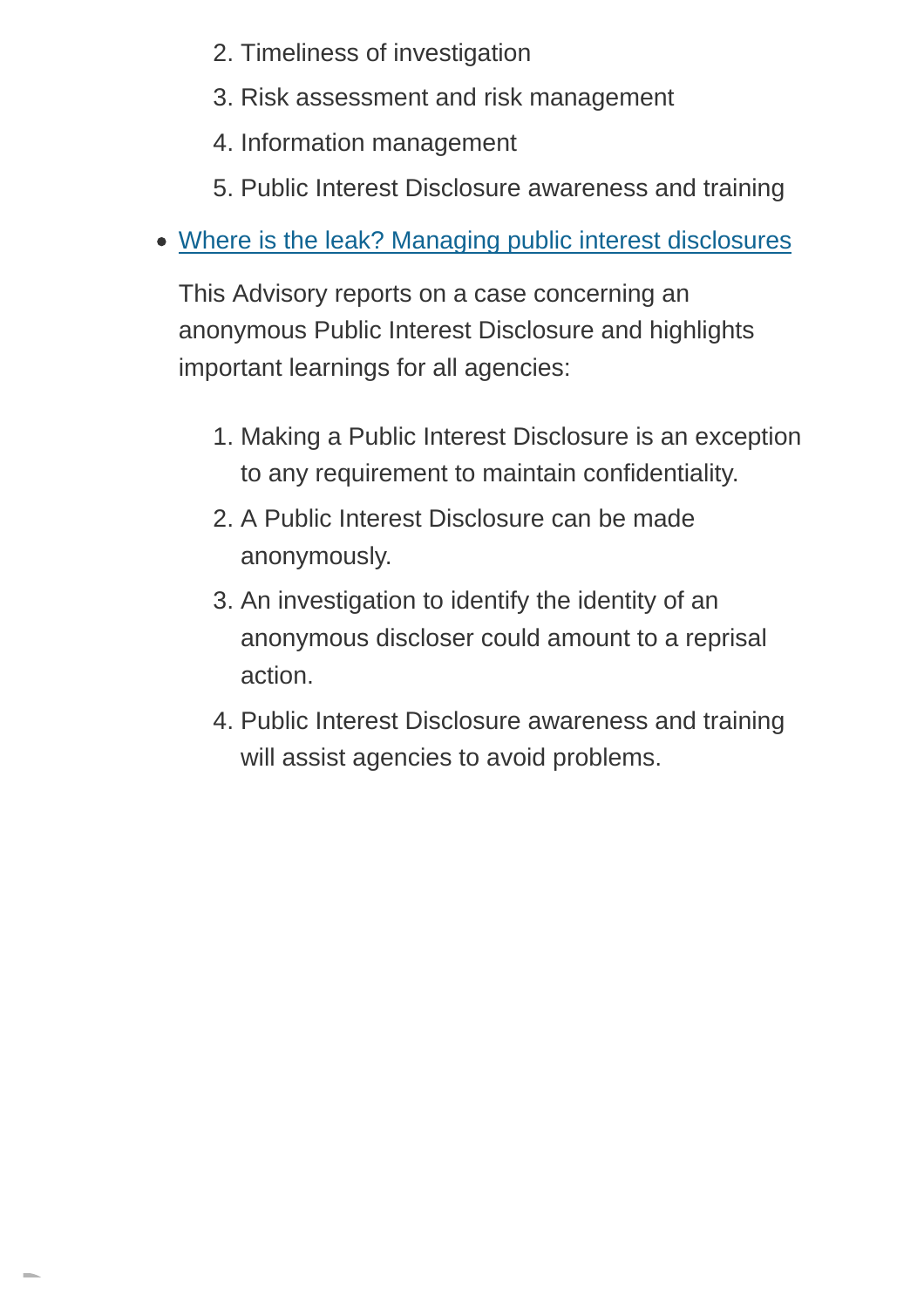2. Timeliness of investigation
3. Risk assessment and risk management
4. Information management
5. Public Interest Disclosure awareness and training

- Where is the leak? Managing public interest disclosures

  This Advisory reports on a case concerning an anonymous Public Interest Disclosure and highlights important learnings for all agencies:

  1. Making a Public Interest Disclosure is an exception to any requirement to maintain confidentiality.
  2. A Public Interest Disclosure can be made anonymously.
  3. An investigation to identify the identity of an anonymous discloser could amount to a reprisal action.
  4. Public Interest Disclosure awareness and training will assist agencies to avoid problems.